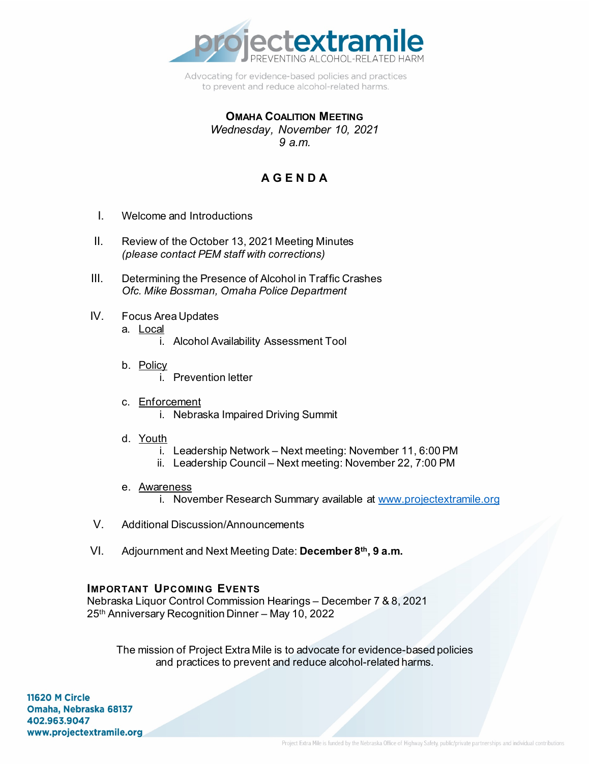projectextramile
PREVENTING ALCOHOL-RELATED HARM

Advocating for evidence-based policies and practices to prevent and reduce alcohol-related harms.

# OMAHA COALITION MEETING

*Wednesday, November 10, 2021*
*9 a.m.*

## AGENDA

I. Welcome and Introductions

II. Review of the October 13, 2021 Meeting Minutes
*(please contact PEM staff with corrections)*

III. Determining the Presence of Alcohol in Traffic Crashes
*Ofc. Mike Bossman, Omaha Police Department*

IV. Focus Area Updates

a. Local
   i. Alcohol Availability Assessment Tool

b. Policy
   i. Prevention letter

c. Enforcement
   i. Nebraska Impaired Driving Summit

d. Youth
   i. Leadership Network – Next meeting: November 11, 6:00 PM
   ii. Leadership Council – Next meeting: November 22, 7:00 PM

e. Awareness
   i. November Research Summary available at www.projectextramile.org

V. Additional Discussion/Announcements

VI. Adjournment and Next Meeting Date: **December 8th, 9 a.m.**

## IMPORTANT UPCOMING EVENTS

Nebraska Liquor Control Commission Hearings – December 7 & 8, 2021
25th Anniversary Recognition Dinner – May 10, 2022

The mission of Project Extra Mile is to advocate for evidence-based policies and practices to prevent and reduce alcohol-related harms.

**11620 M Circle**
**Omaha, Nebraska 68137**
**402.963.9047**
**www.projectextramile.org**

Project Extra Mile is funded by the Nebraska Office of Highway Safety, public/private partnerships and individual contributions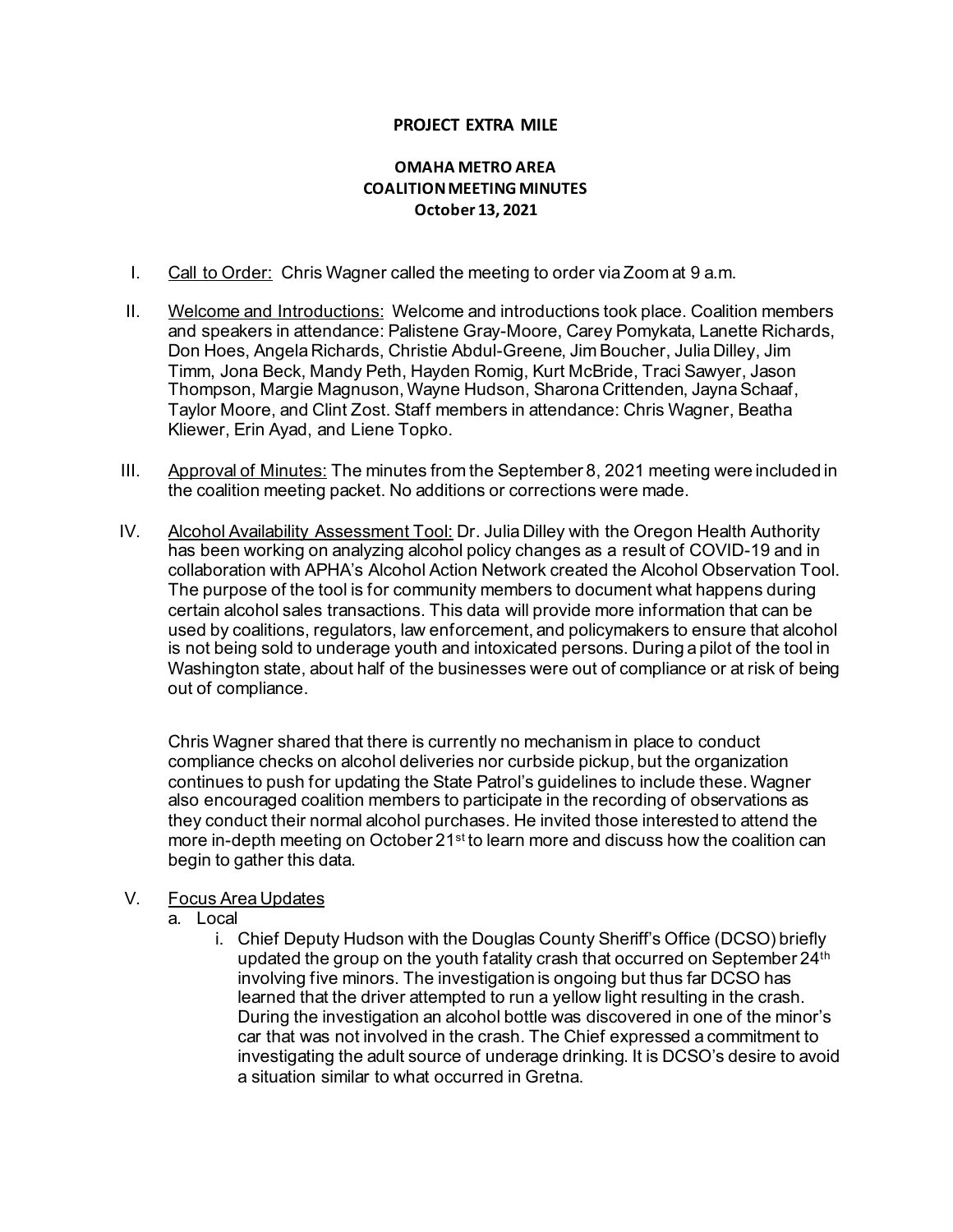**PROJECT EXTRA MILE**

**OMAHA METRO AREA**
**COALITION MEETING MINUTES**
**October 13, 2021**

I. Call to Order: Chris Wagner called the meeting to order via Zoom at 9 a.m.

II. Welcome and Introductions: Welcome and introductions took place. Coalition members and speakers in attendance: Palistene Gray-Moore, Carey Pomykata, Lanette Richards, Don Hoes, Angela Richards, Christie Abdul-Greene, Jim Boucher, Julia Dilley, Jim Timm, Jona Beck, Mandy Peth, Hayden Romig, Kurt McBride, Traci Sawyer, Jason Thompson, Margie Magnuson, Wayne Hudson, Sharona Crittenden, Jayna Schaaf, Taylor Moore, and Clint Zost. Staff members in attendance: Chris Wagner, Beatha Kliewer, Erin Ayad, and Liene Topko.

III. Approval of Minutes: The minutes from the September 8, 2021 meeting were included in the coalition meeting packet. No additions or corrections were made.

IV. Alcohol Availability Assessment Tool: Dr. Julia Dilley with the Oregon Health Authority has been working on analyzing alcohol policy changes as a result of COVID-19 and in collaboration with APHA's Alcohol Action Network created the Alcohol Observation Tool. The purpose of the tool is for community members to document what happens during certain alcohol sales transactions. This data will provide more information that can be used by coalitions, regulators, law enforcement, and policymakers to ensure that alcohol is not being sold to underage youth and intoxicated persons. During a pilot of the tool in Washington state, about half of the businesses were out of compliance or at risk of being out of compliance.

   Chris Wagner shared that there is currently no mechanism in place to conduct compliance checks on alcohol deliveries nor curbside pickup, but the organization continues to push for updating the State Patrol's guidelines to include these. Wagner also encouraged coalition members to participate in the recording of observations as they conduct their normal alcohol purchases. He invited those interested to attend the more in-depth meeting on October 21st to learn more and discuss how the coalition can begin to gather this data.

V. Focus Area Updates
   a. Local
      i. Chief Deputy Hudson with the Douglas County Sheriff's Office (DCSO) briefly updated the group on the youth fatality crash that occurred on September 24th involving five minors. The investigation is ongoing but thus far DCSO has learned that the driver attempted to run a yellow light resulting in the crash. During the investigation an alcohol bottle was discovered in one of the minor's car that was not involved in the crash. The Chief expressed a commitment to investigating the adult source of underage drinking. It is DCSO's desire to avoid a situation similar to what occurred in Gretna.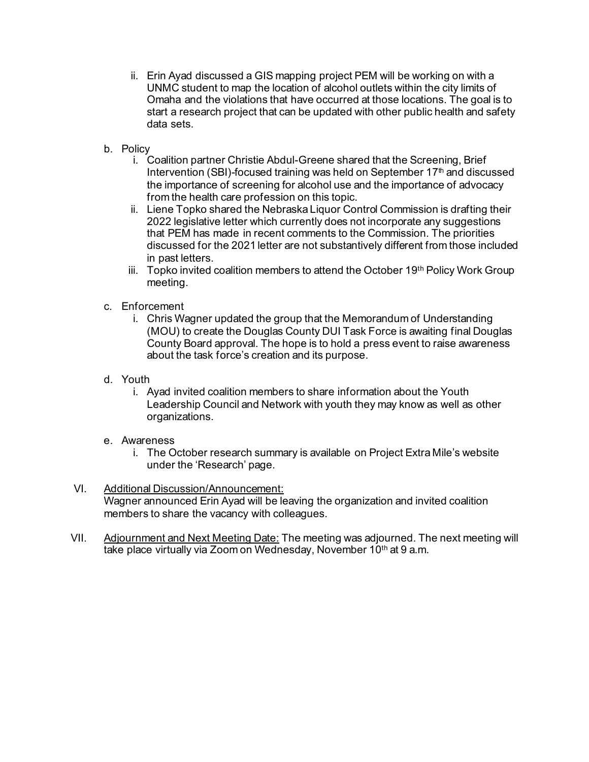ii. Erin Ayad discussed a GIS mapping project PEM will be working on with a UNMC student to map the location of alcohol outlets within the city limits of Omaha and the violations that have occurred at those locations. The goal is to start a research project that can be updated with other public health and safety data sets.

b. Policy
   i. Coalition partner Christie Abdul-Greene shared that the Screening, Brief Intervention (SBI)-focused training was held on September 17th and discussed the importance of screening for alcohol use and the importance of advocacy from the health care profession on this topic.
   ii. Liene Topko shared the Nebraska Liquor Control Commission is drafting their 2022 legislative letter which currently does not incorporate any suggestions that PEM has made in recent comments to the Commission. The priorities discussed for the 2021 letter are not substantively different from those included in past letters.
   iii. Topko invited coalition members to attend the October 19th Policy Work Group meeting.

c. Enforcement
   i. Chris Wagner updated the group that the Memorandum of Understanding (MOU) to create the Douglas County DUI Task Force is awaiting final Douglas County Board approval. The hope is to hold a press event to raise awareness about the task force's creation and its purpose.

d. Youth
   i. Ayad invited coalition members to share information about the Youth Leadership Council and Network with youth they may know as well as other organizations.

e. Awareness
   i. The October research summary is available on Project Extra Mile's website under the 'Research' page.

VI. <u>Additional Discussion/Announcement:</u>
Wagner announced Erin Ayad will be leaving the organization and invited coalition members to share the vacancy with colleagues.

VII. <u>Adjournment and Next Meeting Date:</u> The meeting was adjourned. The next meeting will take place virtually via Zoom on Wednesday, November 10th at 9 a.m.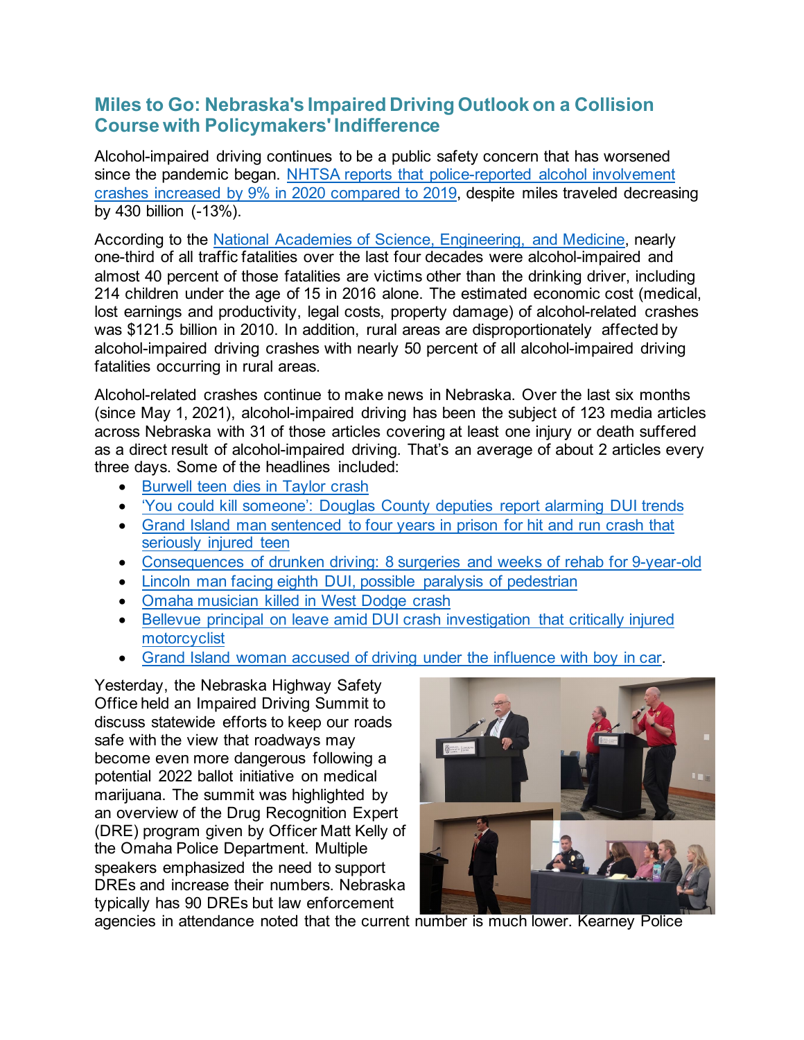## Miles to Go: Nebraska's Impaired Driving Outlook on a Collision Course with Policymakers' Indifference

Alcohol-impaired driving continues to be a public safety concern that has worsened since the pandemic began. [NHTSA reports that police-reported alcohol involvement crashes increased by 9% in 2020 compared to 2019](), despite miles traveled decreasing by 430 billion (-13%).

According to the [National Academies of Science, Engineering, and Medicine](), nearly one-third of all traffic fatalities over the last four decades were alcohol-impaired and almost 40 percent of those fatalities are victims other than the drinking driver, including 214 children under the age of 15 in 2016 alone. The estimated economic cost (medical, lost earnings and productivity, legal costs, property damage) of alcohol-related crashes was $121.5 billion in 2010. In addition, rural areas are disproportionately affected by alcohol-impaired driving crashes with nearly 50 percent of all alcohol-impaired driving fatalities occurring in rural areas.

Alcohol-related crashes continue to make news in Nebraska. Over the last six months (since May 1, 2021), alcohol-impaired driving has been the subject of 123 media articles across Nebraska with 31 of those articles covering at least one injury or death suffered as a direct result of alcohol-impaired driving. That's an average of about 2 articles every three days. Some of the headlines included:

- Burwell teen dies in Taylor crash
- 'You could kill someone': Douglas County deputies report alarming DUI trends
- Grand Island man sentenced to four years in prison for hit and run crash that seriously injured teen
- Consequences of drunken driving: 8 surgeries and weeks of rehab for 9-year-old
- Lincoln man facing eighth DUI, possible paralysis of pedestrian
- Omaha musician killed in West Dodge crash
- Bellevue principal on leave amid DUI crash investigation that critically injured motorcyclist
- Grand Island woman accused of driving under the influence with boy in car.

Yesterday, the Nebraska Highway Safety Office held an Impaired Driving Summit to discuss statewide efforts to keep our roads safe with the view that roadways may become even more dangerous following a potential 2022 ballot initiative on medical marijuana. The summit was highlighted by an overview of the Drug Recognition Expert (DRE) program given by Officer Matt Kelly of the Omaha Police Department. Multiple speakers emphasized the need to support DREs and increase their numbers. Nebraska typically has 90 DREs but law enforcement agencies in attendance noted that the current number is much lower. Kearney Police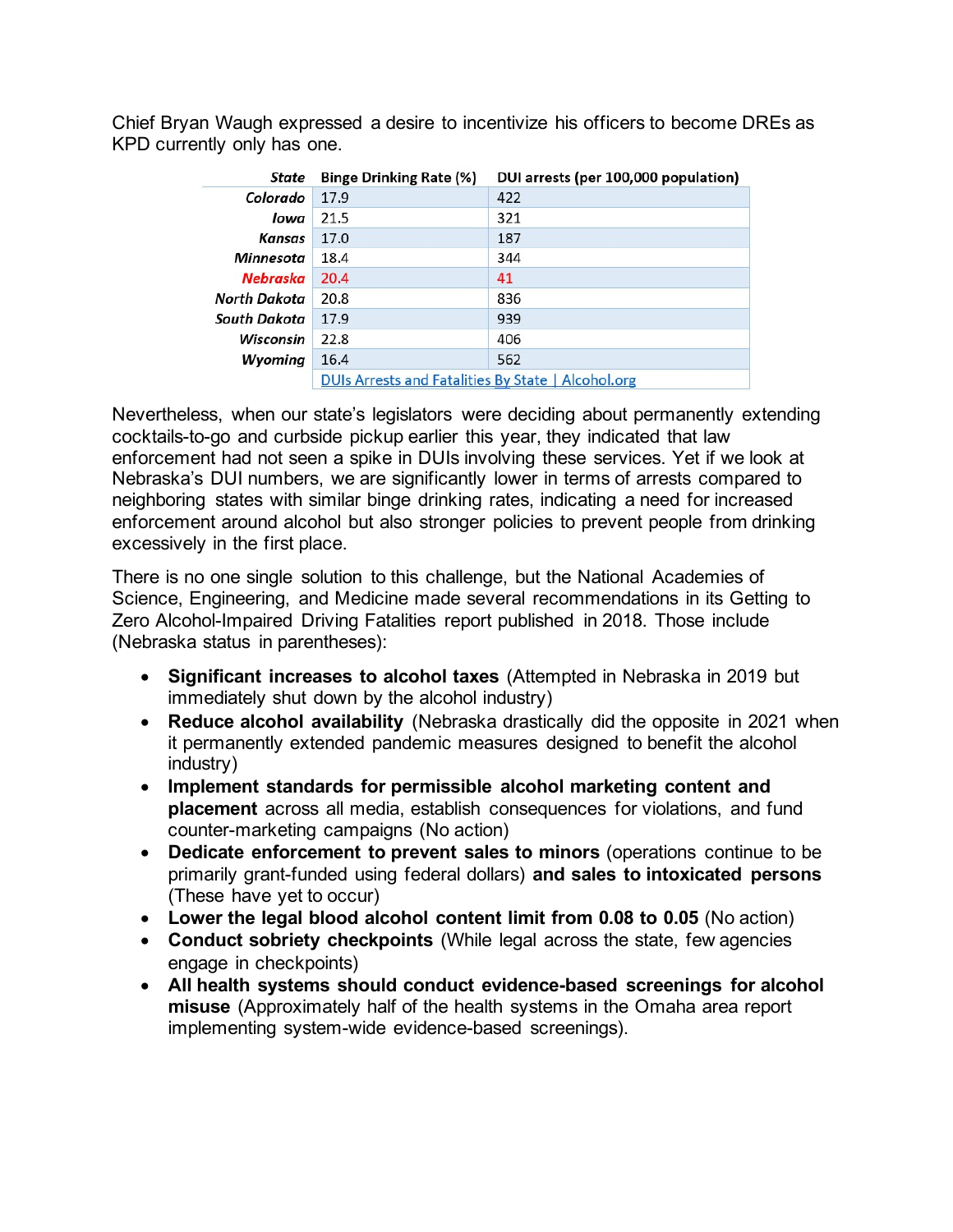Chief Bryan Waugh expressed a desire to incentivize his officers to become DREs as KPD currently only has one.

| State | Binge Drinking Rate (%) | DUI arrests (per 100,000 population) |
|---|---|---|
| Colorado | 17.9 | 422 |
| Iowa | 21.5 | 321 |
| Kansas | 17.0 | 187 |
| Minnesota | 18.4 | 344 |
| Nebraska | 20.4 | 41 |
| North Dakota | 20.8 | 836 |
| South Dakota | 17.9 | 939 |
| Wisconsin | 22.8 | 406 |
| Wyoming | 16.4 | 562 |
| | DUIs Arrests and Fatalities By State \| Alcohol.org | |

Nevertheless, when our state's legislators were deciding about permanently extending cocktails-to-go and curbside pickup earlier this year, they indicated that law enforcement had not seen a spike in DUIs involving these services. Yet if we look at Nebraska's DUI numbers, we are significantly lower in terms of arrests compared to neighboring states with similar binge drinking rates, indicating a need for increased enforcement around alcohol but also stronger policies to prevent people from drinking excessively in the first place.

There is no one single solution to this challenge, but the National Academies of Science, Engineering, and Medicine made several recommendations in its Getting to Zero Alcohol-Impaired Driving Fatalities report published in 2018. Those include (Nebraska status in parentheses):

- **Significant increases to alcohol taxes** (Attempted in Nebraska in 2019 but immediately shut down by the alcohol industry)
- **Reduce alcohol availability** (Nebraska drastically did the opposite in 2021 when it permanently extended pandemic measures designed to benefit the alcohol industry)
- **Implement standards for permissible alcohol marketing content and placement** across all media, establish consequences for violations, and fund counter-marketing campaigns (No action)
- **Dedicate enforcement to prevent sales to minors** (operations continue to be primarily grant-funded using federal dollars) **and sales to intoxicated persons** (These have yet to occur)
- **Lower the legal blood alcohol content limit from 0.08 to 0.05** (No action)
- **Conduct sobriety checkpoints** (While legal across the state, few agencies engage in checkpoints)
- **All health systems should conduct evidence-based screenings for alcohol misuse** (Approximately half of the health systems in the Omaha area report implementing system-wide evidence-based screenings).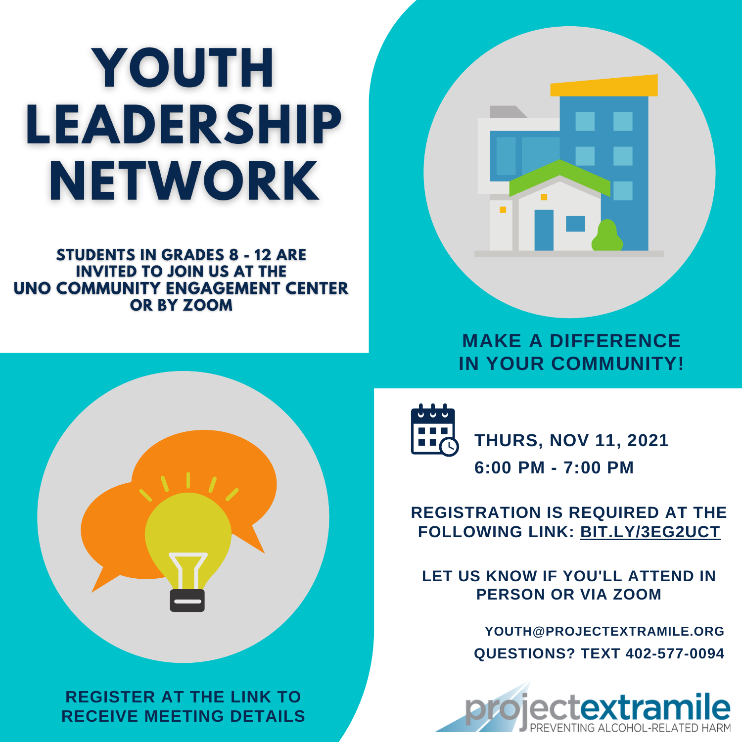# YOUTH LEADERSHIP NETWORK

**STUDENTS IN GRADES 8 - 12 ARE INVITED TO JOIN US AT THE UNO COMMUNITY ENGAGEMENT CENTER OR BY ZOOM**

**MAKE A DIFFERENCE IN YOUR COMMUNITY!**

**REGISTER AT THE LINK TO RECEIVE MEETING DETAILS**

**THURS, NOV 11, 2021**
**6:00 PM - 7:00 PM**

**REGISTRATION IS REQUIRED AT THE FOLLOWING LINK: BIT.LY/3EG2UCT**

**LET US KNOW IF YOU'LL ATTEND IN PERSON OR VIA ZOOM**

**YOUTH@PROJECTEXTRAMILE.ORG**
**QUESTIONS? TEXT 402-577-0094**

projectextramile
PREVENTING ALCOHOL-RELATED HARM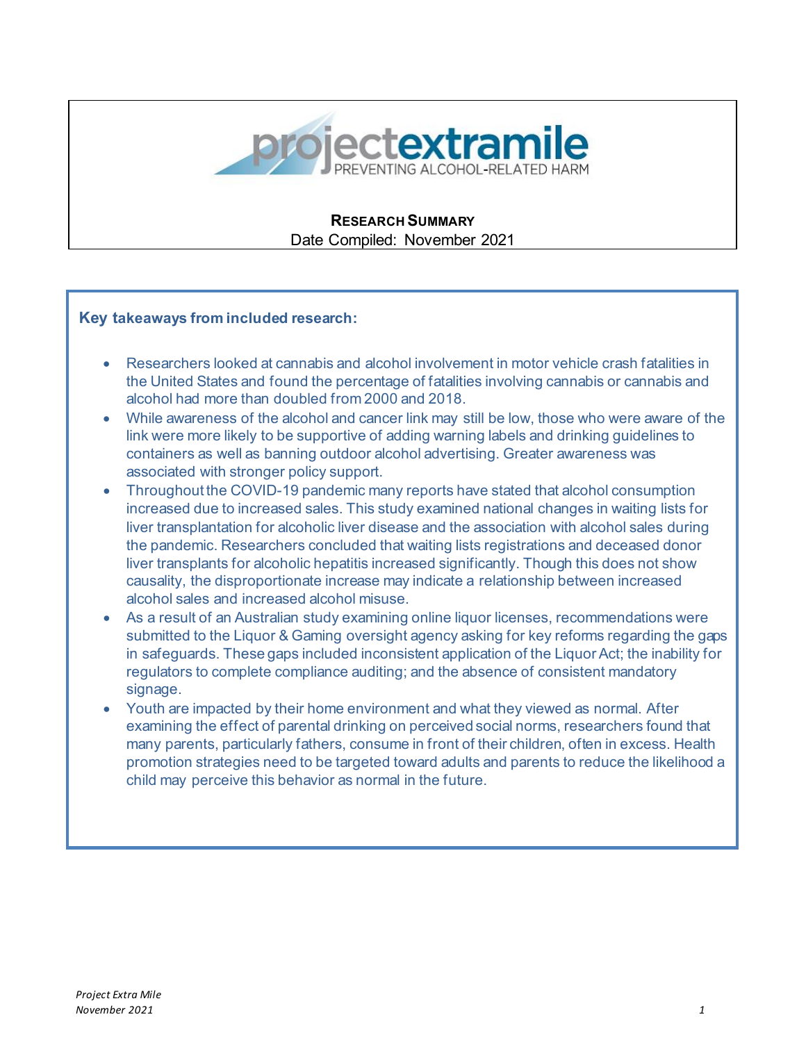projectextramile
PREVENTING ALCOHOL-RELATED HARM

**RESEARCH SUMMARY**
Date Compiled: November 2021

## Key takeaways from included research:

- Researchers looked at cannabis and alcohol involvement in motor vehicle crash fatalities in the United States and found the percentage of fatalities involving cannabis or cannabis and alcohol had more than doubled from 2000 and 2018.
- While awareness of the alcohol and cancer link may still be low, those who were aware of the link were more likely to be supportive of adding warning labels and drinking guidelines to containers as well as banning outdoor alcohol advertising. Greater awareness was associated with stronger policy support.
- Throughout the COVID-19 pandemic many reports have stated that alcohol consumption increased due to increased sales. This study examined national changes in waiting lists for liver transplantation for alcoholic liver disease and the association with alcohol sales during the pandemic. Researchers concluded that waiting lists registrations and deceased donor liver transplants for alcoholic hepatitis increased significantly. Though this does not show causality, the disproportionate increase may indicate a relationship between increased alcohol sales and increased alcohol misuse.
- As a result of an Australian study examining online liquor licenses, recommendations were submitted to the Liquor & Gaming oversight agency asking for key reforms regarding the gaps in safeguards. These gaps included inconsistent application of the Liquor Act; the inability for regulators to complete compliance auditing; and the absence of consistent mandatory signage.
- Youth are impacted by their home environment and what they viewed as normal. After examining the effect of parental drinking on perceived social norms, researchers found that many parents, particularly fathers, consume in front of their children, often in excess. Health promotion strategies need to be targeted toward adults and parents to reduce the likelihood a child may perceive this behavior as normal in the future.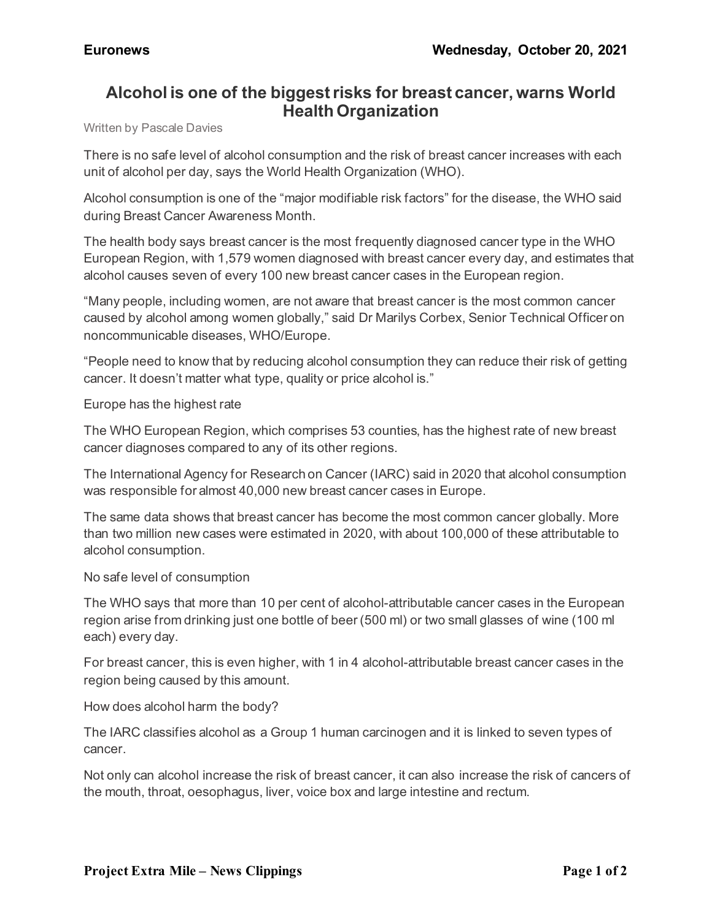**Euronews** **Wednesday, October 20, 2021**

# Alcohol is one of the biggest risks for breast cancer, warns World Health Organization

Written by Pascale Davies

There is no safe level of alcohol consumption and the risk of breast cancer increases with each unit of alcohol per day, says the World Health Organization (WHO).

Alcohol consumption is one of the “major modifiable risk factors” for the disease, the WHO said during Breast Cancer Awareness Month.

The health body says breast cancer is the most frequently diagnosed cancer type in the WHO European Region, with 1,579 women diagnosed with breast cancer every day, and estimates that alcohol causes seven of every 100 new breast cancer cases in the European region.

“Many people, including women, are not aware that breast cancer is the most common cancer caused by alcohol among women globally,” said Dr Marilys Corbex, Senior Technical Officer on noncommunicable diseases, WHO/Europe.

“People need to know that by reducing alcohol consumption they can reduce their risk of getting cancer. It doesn’t matter what type, quality or price alcohol is.”

## Europe has the highest rate

The WHO European Region, which comprises 53 counties, has the highest rate of new breast cancer diagnoses compared to any of its other regions.

The International Agency for Research on Cancer (IARC) said in 2020 that alcohol consumption was responsible for almost 40,000 new breast cancer cases in Europe.

The same data shows that breast cancer has become the most common cancer globally. More than two million new cases were estimated in 2020, with about 100,000 of these attributable to alcohol consumption.

## No safe level of consumption

The WHO says that more than 10 per cent of alcohol-attributable cancer cases in the European region arise from drinking just one bottle of beer (500 ml) or two small glasses of wine (100 ml each) every day.

For breast cancer, this is even higher, with 1 in 4 alcohol-attributable breast cancer cases in the region being caused by this amount.

## How does alcohol harm the body?

The IARC classifies alcohol as a Group 1 human carcinogen and it is linked to seven types of cancer.

Not only can alcohol increase the risk of breast cancer, it can also increase the risk of cancers of the mouth, throat, oesophagus, liver, voice box and large intestine and rectum.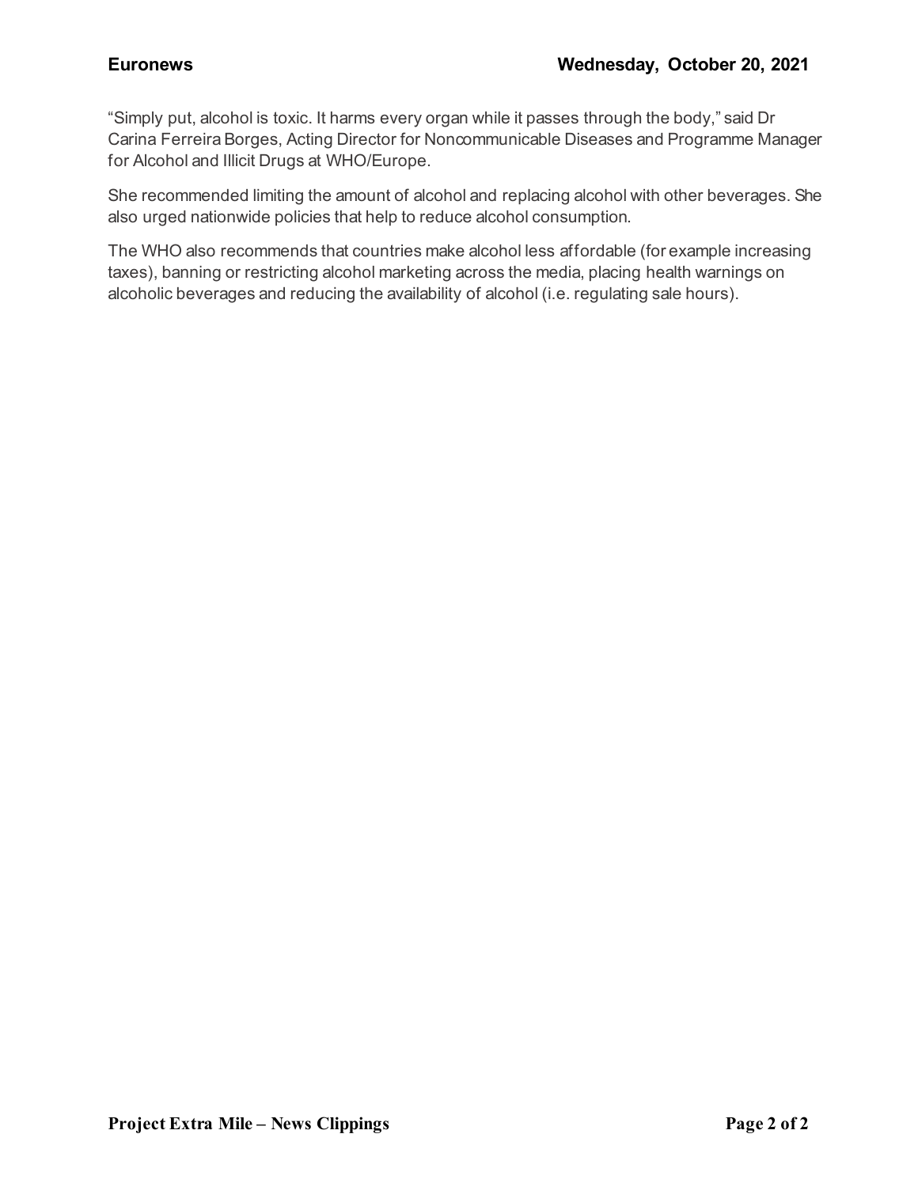"Simply put, alcohol is toxic. It harms every organ while it passes through the body," said Dr Carina Ferreira Borges, Acting Director for Noncommunicable Diseases and Programme Manager for Alcohol and Illicit Drugs at WHO/Europe.

She recommended limiting the amount of alcohol and replacing alcohol with other beverages. She also urged nationwide policies that help to reduce alcohol consumption.

The WHO also recommends that countries make alcohol less affordable (for example increasing taxes), banning or restricting alcohol marketing across the media, placing health warnings on alcoholic beverages and reducing the availability of alcohol (i.e. regulating sale hours).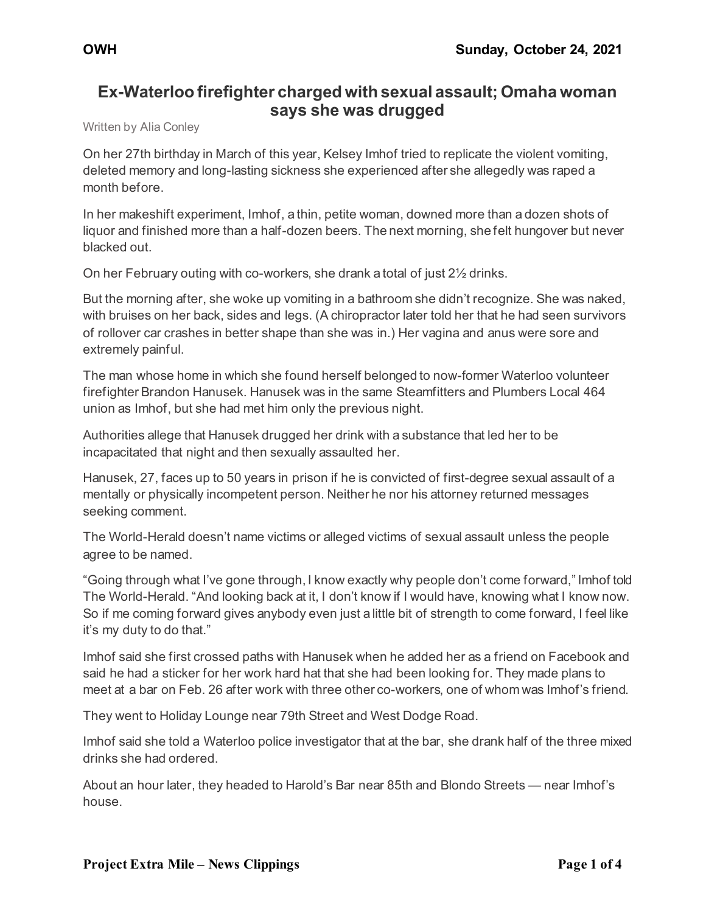# Ex-Waterloo firefighter charged with sexual assault; Omaha woman says she was drugged

Written by Alia Conley

On her 27th birthday in March of this year, Kelsey Imhof tried to replicate the violent vomiting, deleted memory and long-lasting sickness she experienced after she allegedly was raped a month before.

In her makeshift experiment, Imhof, a thin, petite woman, downed more than a dozen shots of liquor and finished more than a half-dozen beers. The next morning, she felt hungover but never blacked out.

On her February outing with co-workers, she drank a total of just 2½ drinks.

But the morning after, she woke up vomiting in a bathroom she didn't recognize. She was naked, with bruises on her back, sides and legs. (A chiropractor later told her that he had seen survivors of rollover car crashes in better shape than she was in.) Her vagina and anus were sore and extremely painful.

The man whose home in which she found herself belonged to now-former Waterloo volunteer firefighter Brandon Hanusek. Hanusek was in the same Steamfitters and Plumbers Local 464 union as Imhof, but she had met him only the previous night.

Authorities allege that Hanusek drugged her drink with a substance that led her to be incapacitated that night and then sexually assaulted her.

Hanusek, 27, faces up to 50 years in prison if he is convicted of first-degree sexual assault of a mentally or physically incompetent person. Neither he nor his attorney returned messages seeking comment.

The World-Herald doesn't name victims or alleged victims of sexual assault unless the people agree to be named.

"Going through what I've gone through, I know exactly why people don't come forward," Imhof told The World-Herald. "And looking back at it, I don't know if I would have, knowing what I know now. So if me coming forward gives anybody even just a little bit of strength to come forward, I feel like it's my duty to do that."

Imhof said she first crossed paths with Hanusek when he added her as a friend on Facebook and said he had a sticker for her work hard hat that she had been looking for. They made plans to meet at a bar on Feb. 26 after work with three other co-workers, one of whom was Imhof's friend.

They went to Holiday Lounge near 79th Street and West Dodge Road.

Imhof said she told a Waterloo police investigator that at the bar, she drank half of the three mixed drinks she had ordered.

About an hour later, they headed to Harold's Bar near 85th and Blondo Streets — near Imhof's house.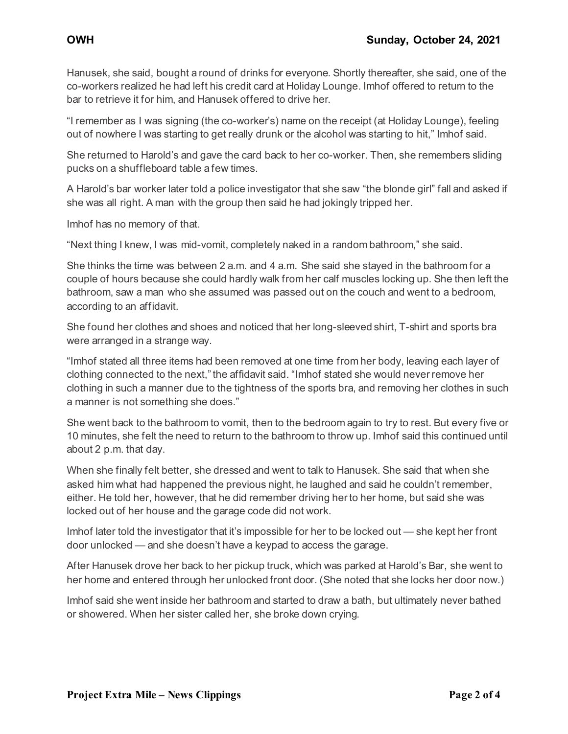Hanusek, she said, bought a round of drinks for everyone. Shortly thereafter, she said, one of the co-workers realized he had left his credit card at Holiday Lounge. Imhof offered to return to the bar to retrieve it for him, and Hanusek offered to drive her.

"I remember as I was signing (the co-worker's) name on the receipt (at Holiday Lounge), feeling out of nowhere I was starting to get really drunk or the alcohol was starting to hit," Imhof said.

She returned to Harold's and gave the card back to her co-worker. Then, she remembers sliding pucks on a shuffleboard table a few times.

A Harold's bar worker later told a police investigator that she saw "the blonde girl" fall and asked if she was all right. A man with the group then said he had jokingly tripped her.

Imhof has no memory of that.

"Next thing I knew, I was mid-vomit, completely naked in a random bathroom," she said.

She thinks the time was between 2 a.m. and 4 a.m. She said she stayed in the bathroom for a couple of hours because she could hardly walk from her calf muscles locking up. She then left the bathroom, saw a man who she assumed was passed out on the couch and went to a bedroom, according to an affidavit.

She found her clothes and shoes and noticed that her long-sleeved shirt, T-shirt and sports bra were arranged in a strange way.

"Imhof stated all three items had been removed at one time from her body, leaving each layer of clothing connected to the next," the affidavit said. "Imhof stated she would never remove her clothing in such a manner due to the tightness of the sports bra, and removing her clothes in such a manner is not something she does."

She went back to the bathroom to vomit, then to the bedroom again to try to rest. But every five or 10 minutes, she felt the need to return to the bathroom to throw up. Imhof said this continued until about 2 p.m. that day.

When she finally felt better, she dressed and went to talk to Hanusek. She said that when she asked him what had happened the previous night, he laughed and said he couldn't remember, either. He told her, however, that he did remember driving her to her home, but said she was locked out of her house and the garage code did not work.

Imhof later told the investigator that it's impossible for her to be locked out — she kept her front door unlocked — and she doesn't have a keypad to access the garage.

After Hanusek drove her back to her pickup truck, which was parked at Harold's Bar, she went to her home and entered through her unlocked front door. (She noted that she locks her door now.)

Imhof said she went inside her bathroom and started to draw a bath, but ultimately never bathed or showered. When her sister called her, she broke down crying.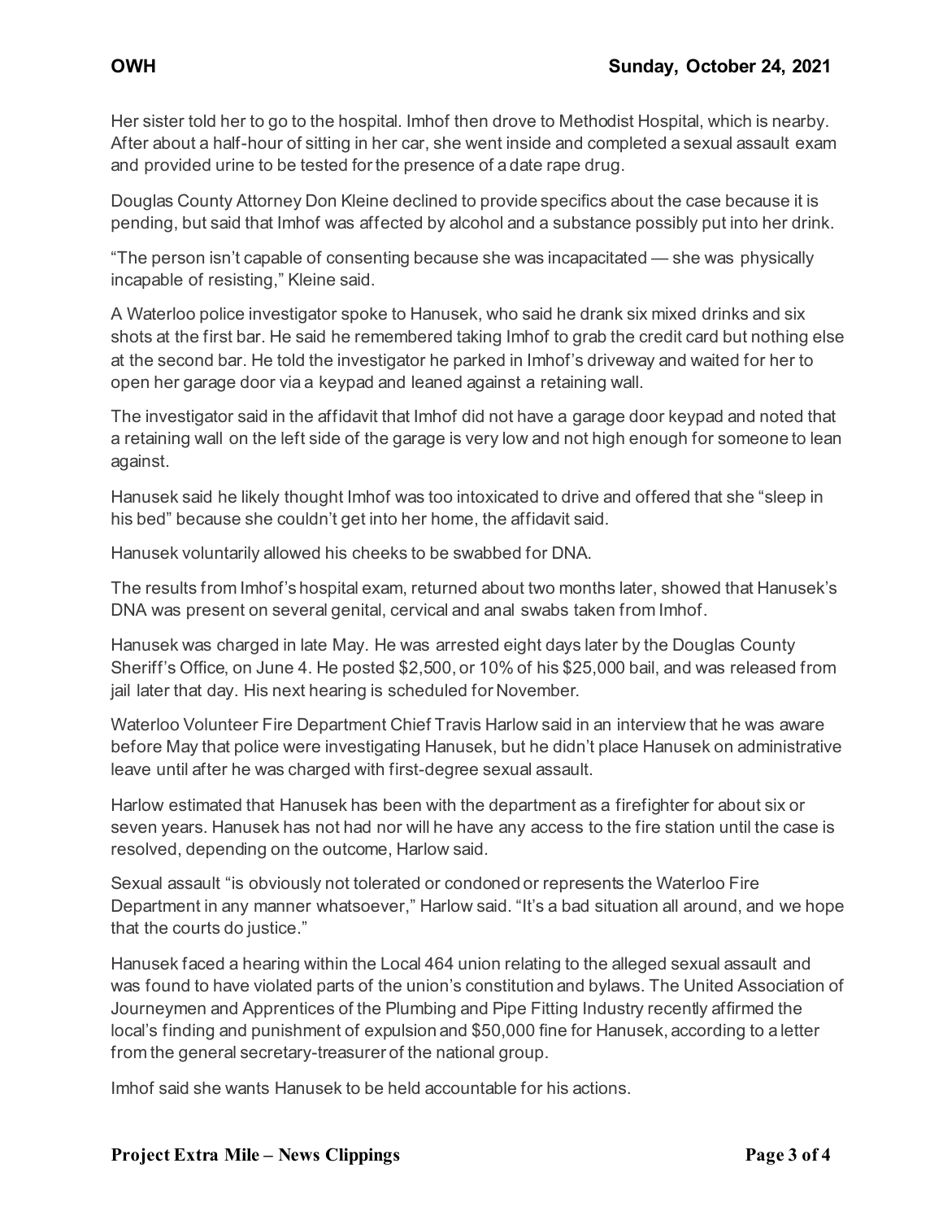Her sister told her to go to the hospital. Imhof then drove to Methodist Hospital, which is nearby. After about a half-hour of sitting in her car, she went inside and completed a sexual assault exam and provided urine to be tested for the presence of a date rape drug.

Douglas County Attorney Don Kleine declined to provide specifics about the case because it is pending, but said that Imhof was affected by alcohol and a substance possibly put into her drink.

“The person isn’t capable of consenting because she was incapacitated — she was physically incapable of resisting,” Kleine said.

A Waterloo police investigator spoke to Hanusek, who said he drank six mixed drinks and six shots at the first bar. He said he remembered taking Imhof to grab the credit card but nothing else at the second bar. He told the investigator he parked in Imhof’s driveway and waited for her to open her garage door via a keypad and leaned against a retaining wall.

The investigator said in the affidavit that Imhof did not have a garage door keypad and noted that a retaining wall on the left side of the garage is very low and not high enough for someone to lean against.

Hanusek said he likely thought Imhof was too intoxicated to drive and offered that she “sleep in his bed” because she couldn’t get into her home, the affidavit said.

Hanusek voluntarily allowed his cheeks to be swabbed for DNA.

The results from Imhof’s hospital exam, returned about two months later, showed that Hanusek’s DNA was present on several genital, cervical and anal swabs taken from Imhof.

Hanusek was charged in late May. He was arrested eight days later by the Douglas County Sheriff’s Office, on June 4. He posted $2,500, or 10% of his $25,000 bail, and was released from jail later that day. His next hearing is scheduled for November.

Waterloo Volunteer Fire Department Chief Travis Harlow said in an interview that he was aware before May that police were investigating Hanusek, but he didn’t place Hanusek on administrative leave until after he was charged with first-degree sexual assault.

Harlow estimated that Hanusek has been with the department as a firefighter for about six or seven years. Hanusek has not had nor will he have any access to the fire station until the case is resolved, depending on the outcome, Harlow said.

Sexual assault “is obviously not tolerated or condoned or represents the Waterloo Fire Department in any manner whatsoever,” Harlow said. “It’s a bad situation all around, and we hope that the courts do justice.”

Hanusek faced a hearing within the Local 464 union relating to the alleged sexual assault and was found to have violated parts of the union’s constitution and bylaws. The United Association of Journeymen and Apprentices of the Plumbing and Pipe Fitting Industry recently affirmed the local’s finding and punishment of expulsion and $50,000 fine for Hanusek, according to a letter from the general secretary-treasurer of the national group.

Imhof said she wants Hanusek to be held accountable for his actions.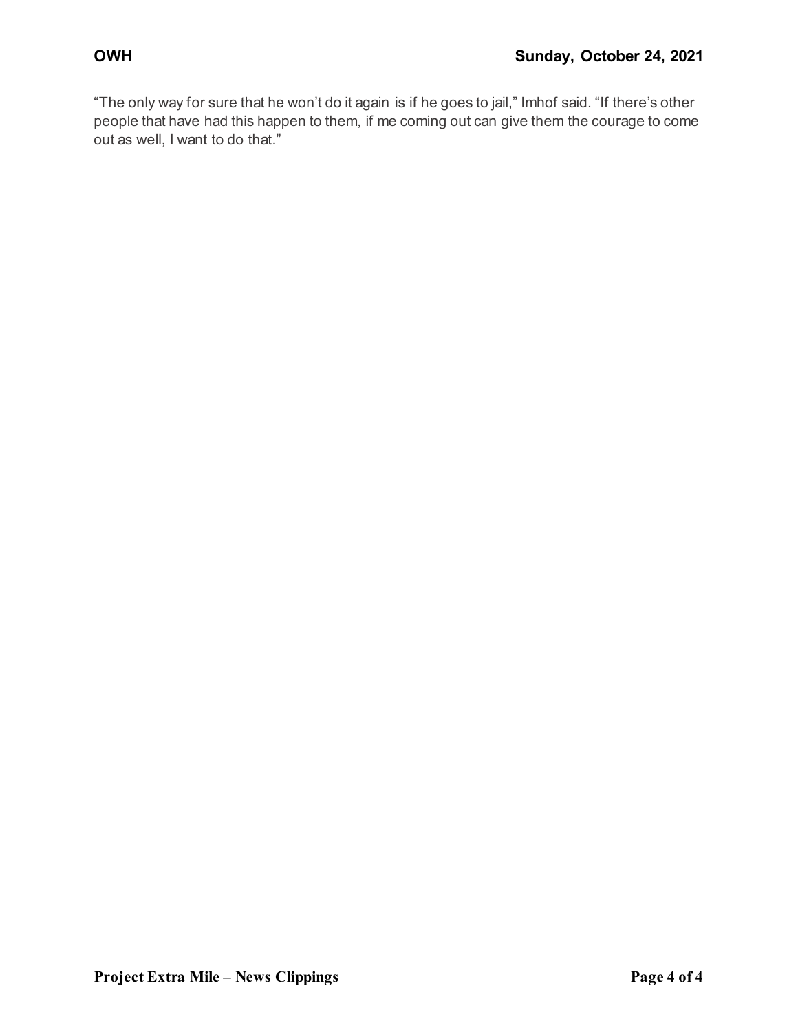"The only way for sure that he won't do it again is if he goes to jail," Imhof said. "If there's other people that have had this happen to them, if me coming out can give them the courage to come out as well, I want to do that."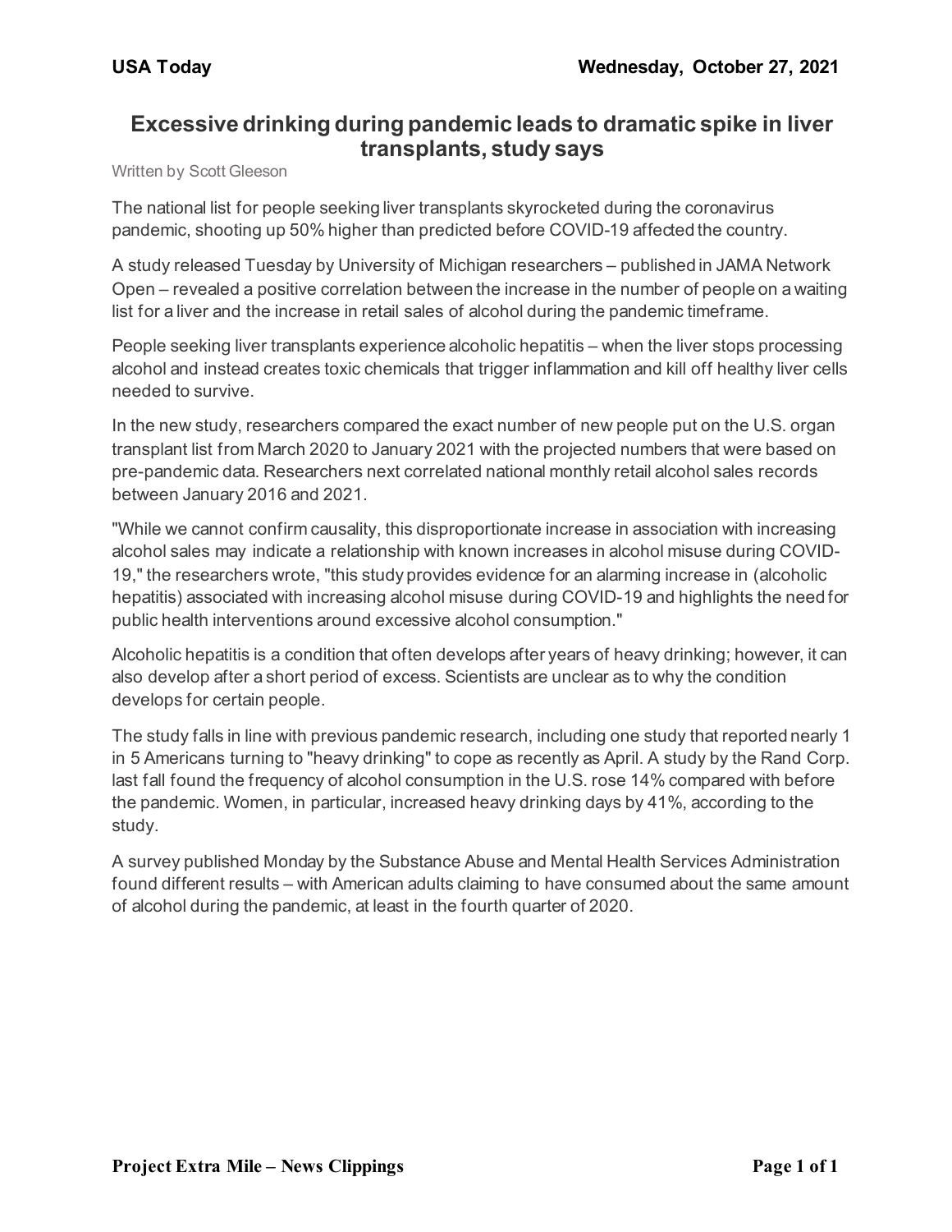**USA Today** **Wednesday, October 27, 2021**

# Excessive drinking during pandemic leads to dramatic spike in liver transplants, study says

Written by Scott Gleeson

The national list for people seeking liver transplants skyrocketed during the coronavirus pandemic, shooting up 50% higher than predicted before COVID-19 affected the country.

A study released Tuesday by University of Michigan researchers – published in JAMA Network Open – revealed a positive correlation between the increase in the number of people on a waiting list for a liver and the increase in retail sales of alcohol during the pandemic timeframe.

People seeking liver transplants experience alcoholic hepatitis – when the liver stops processing alcohol and instead creates toxic chemicals that trigger inflammation and kill off healthy liver cells needed to survive.

In the new study, researchers compared the exact number of new people put on the U.S. organ transplant list from March 2020 to January 2021 with the projected numbers that were based on pre-pandemic data. Researchers next correlated national monthly retail alcohol sales records between January 2016 and 2021.

"While we cannot confirm causality, this disproportionate increase in association with increasing alcohol sales may indicate a relationship with known increases in alcohol misuse during COVID-19," the researchers wrote, "this study provides evidence for an alarming increase in (alcoholic hepatitis) associated with increasing alcohol misuse during COVID-19 and highlights the need for public health interventions around excessive alcohol consumption."

Alcoholic hepatitis is a condition that often develops after years of heavy drinking; however, it can also develop after a short period of excess. Scientists are unclear as to why the condition develops for certain people.

The study falls in line with previous pandemic research, including one study that reported nearly 1 in 5 Americans turning to "heavy drinking" to cope as recently as April. A study by the Rand Corp. last fall found the frequency of alcohol consumption in the U.S. rose 14% compared with before the pandemic. Women, in particular, increased heavy drinking days by 41%, according to the study.

A survey published Monday by the Substance Abuse and Mental Health Services Administration found different results – with American adults claiming to have consumed about the same amount of alcohol during the pandemic, at least in the fourth quarter of 2020.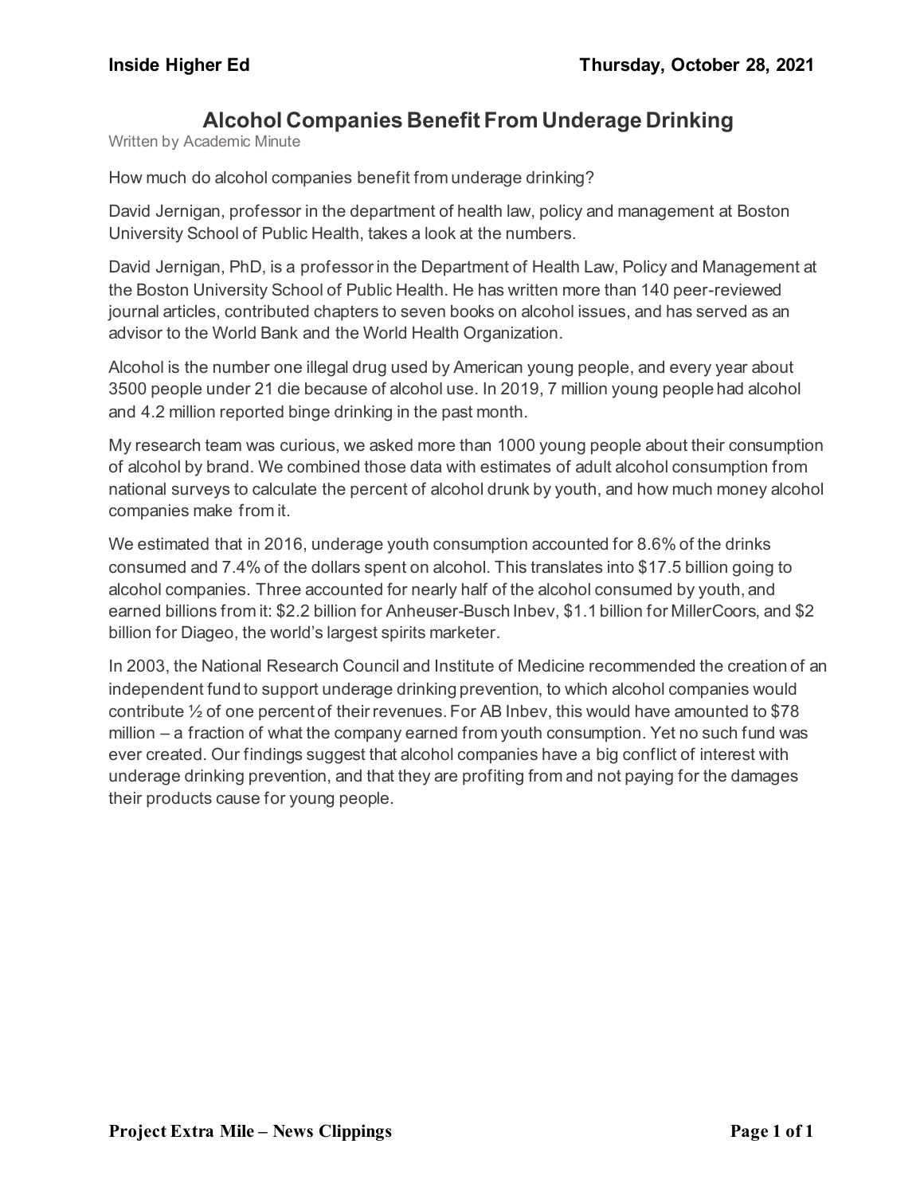**Inside Higher Ed** | **Thursday, October 28, 2021**

# Alcohol Companies Benefit From Underage Drinking

Written by Academic Minute

How much do alcohol companies benefit from underage drinking?

David Jernigan, professor in the department of health law, policy and management at Boston University School of Public Health, takes a look at the numbers.

David Jernigan, PhD, is a professor in the Department of Health Law, Policy and Management at the Boston University School of Public Health. He has written more than 140 peer-reviewed journal articles, contributed chapters to seven books on alcohol issues, and has served as an advisor to the World Bank and the World Health Organization.

Alcohol is the number one illegal drug used by American young people, and every year about 3500 people under 21 die because of alcohol use. In 2019, 7 million young people had alcohol and 4.2 million reported binge drinking in the past month.

My research team was curious, we asked more than 1000 young people about their consumption of alcohol by brand. We combined those data with estimates of adult alcohol consumption from national surveys to calculate the percent of alcohol drunk by youth, and how much money alcohol companies make from it.

We estimated that in 2016, underage youth consumption accounted for 8.6% of the drinks consumed and 7.4% of the dollars spent on alcohol. This translates into $17.5 billion going to alcohol companies. Three accounted for nearly half of the alcohol consumed by youth, and earned billions from it: $2.2 billion for Anheuser-Busch Inbev, $1.1 billion for MillerCoors, and $2 billion for Diageo, the world's largest spirits marketer.

In 2003, the National Research Council and Institute of Medicine recommended the creation of an independent fund to support underage drinking prevention, to which alcohol companies would contribute ½ of one percent of their revenues. For AB Inbev, this would have amounted to $78 million – a fraction of what the company earned from youth consumption. Yet no such fund was ever created. Our findings suggest that alcohol companies have a big conflict of interest with underage drinking prevention, and that they are profiting from and not paying for the damages their products cause for young people.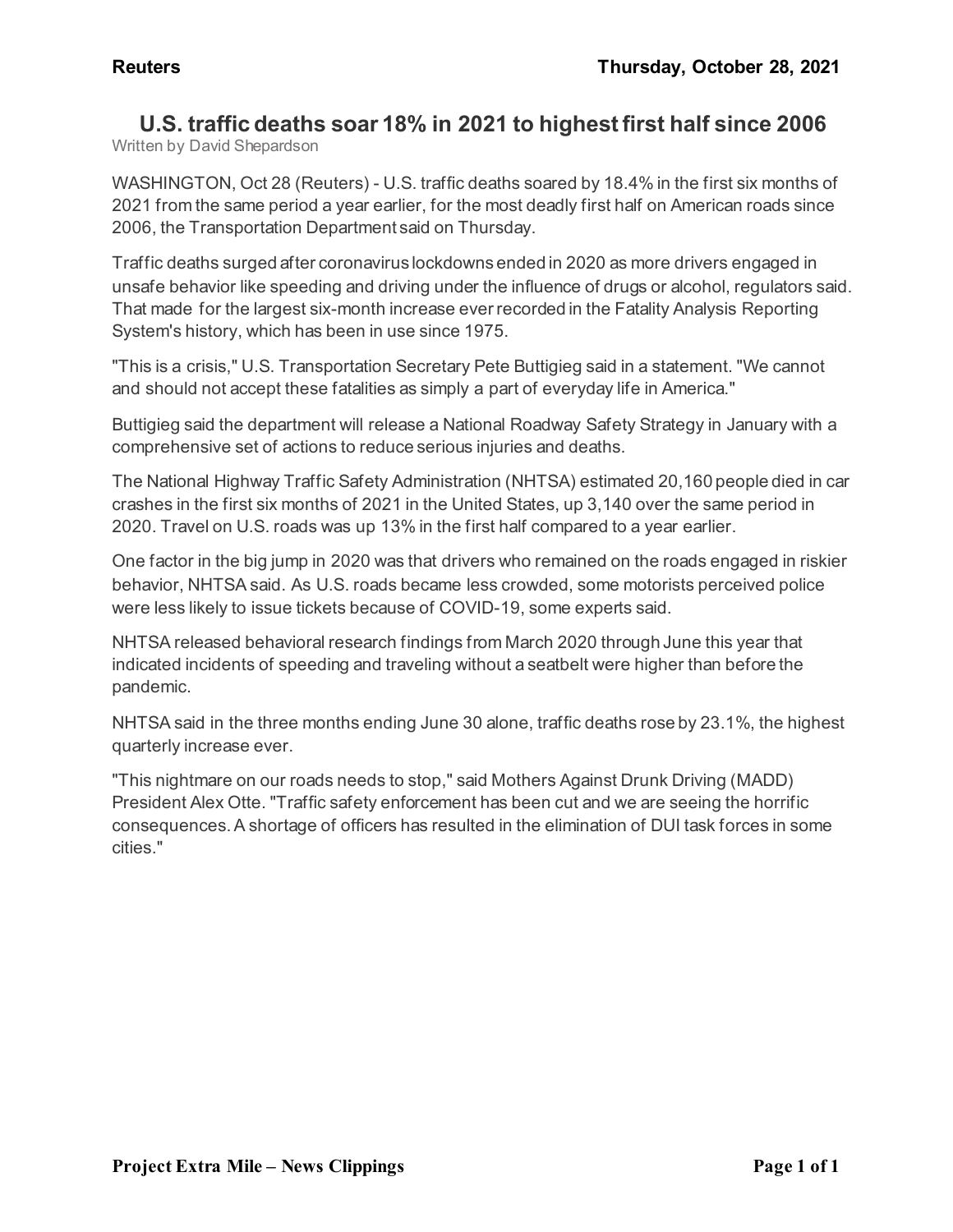**Reuters** **Thursday, October 28, 2021**

# U.S. traffic deaths soar 18% in 2021 to highest first half since 2006

Written by David Shepardson

WASHINGTON, Oct 28 (Reuters) - U.S. traffic deaths soared by 18.4% in the first six months of 2021 from the same period a year earlier, for the most deadly first half on American roads since 2006, the Transportation Department said on Thursday.

Traffic deaths surged after coronavirus lockdowns ended in 2020 as more drivers engaged in unsafe behavior like speeding and driving under the influence of drugs or alcohol, regulators said. That made for the largest six-month increase ever recorded in the Fatality Analysis Reporting System's history, which has been in use since 1975.

"This is a crisis," U.S. Transportation Secretary Pete Buttigieg said in a statement. "We cannot and should not accept these fatalities as simply a part of everyday life in America."

Buttigieg said the department will release a National Roadway Safety Strategy in January with a comprehensive set of actions to reduce serious injuries and deaths.

The National Highway Traffic Safety Administration (NHTSA) estimated 20,160 people died in car crashes in the first six months of 2021 in the United States, up 3,140 over the same period in 2020. Travel on U.S. roads was up 13% in the first half compared to a year earlier.

One factor in the big jump in 2020 was that drivers who remained on the roads engaged in riskier behavior, NHTSA said. As U.S. roads became less crowded, some motorists perceived police were less likely to issue tickets because of COVID-19, some experts said.

NHTSA released behavioral research findings from March 2020 through June this year that indicated incidents of speeding and traveling without a seatbelt were higher than before the pandemic.

NHTSA said in the three months ending June 30 alone, traffic deaths rose by 23.1%, the highest quarterly increase ever.

"This nightmare on our roads needs to stop," said Mothers Against Drunk Driving (MADD) President Alex Otte. "Traffic safety enforcement has been cut and we are seeing the horrific consequences. A shortage of officers has resulted in the elimination of DUI task forces in some cities."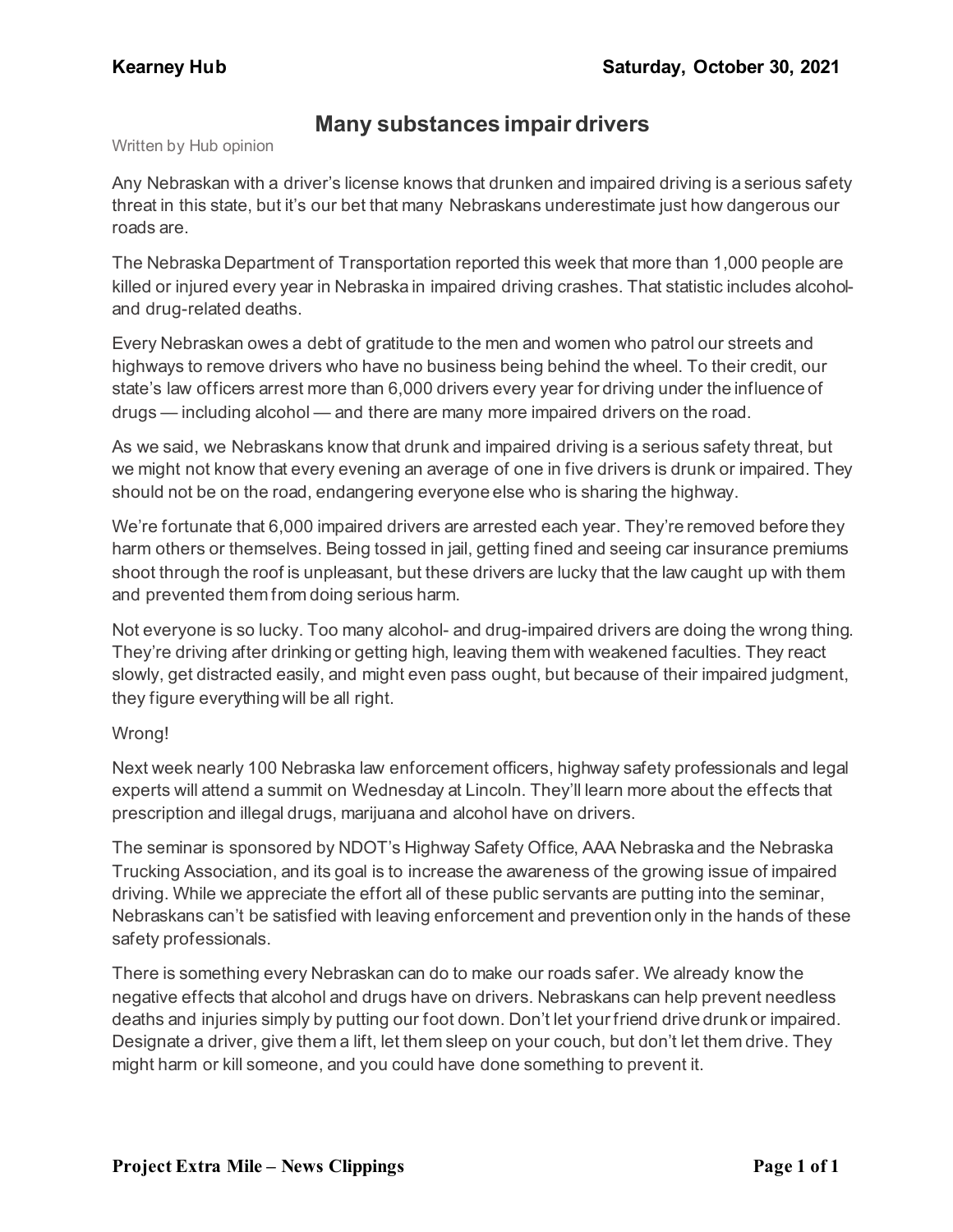**Kearney Hub** **Saturday, October 30, 2021**

# Many substances impair drivers

Written by Hub opinion

Any Nebraskan with a driver's license knows that drunken and impaired driving is a serious safety threat in this state, but it's our bet that many Nebraskans underestimate just how dangerous our roads are.

The Nebraska Department of Transportation reported this week that more than 1,000 people are killed or injured every year in Nebraska in impaired driving crashes. That statistic includes alcohol- and drug-related deaths.

Every Nebraskan owes a debt of gratitude to the men and women who patrol our streets and highways to remove drivers who have no business being behind the wheel. To their credit, our state's law officers arrest more than 6,000 drivers every year for driving under the influence of drugs — including alcohol — and there are many more impaired drivers on the road.

As we said, we Nebraskans know that drunk and impaired driving is a serious safety threat, but we might not know that every evening an average of one in five drivers is drunk or impaired. They should not be on the road, endangering everyone else who is sharing the highway.

We're fortunate that 6,000 impaired drivers are arrested each year. They're removed before they harm others or themselves. Being tossed in jail, getting fined and seeing car insurance premiums shoot through the roof is unpleasant, but these drivers are lucky that the law caught up with them and prevented them from doing serious harm.

Not everyone is so lucky. Too many alcohol- and drug-impaired drivers are doing the wrong thing. They're driving after drinking or getting high, leaving them with weakened faculties. They react slowly, get distracted easily, and might even pass ought, but because of their impaired judgment, they figure everything will be all right.

Wrong!

Next week nearly 100 Nebraska law enforcement officers, highway safety professionals and legal experts will attend a summit on Wednesday at Lincoln. They'll learn more about the effects that prescription and illegal drugs, marijuana and alcohol have on drivers.

The seminar is sponsored by NDOT's Highway Safety Office, AAA Nebraska and the Nebraska Trucking Association, and its goal is to increase the awareness of the growing issue of impaired driving. While we appreciate the effort all of these public servants are putting into the seminar, Nebraskans can't be satisfied with leaving enforcement and prevention only in the hands of these safety professionals.

There is something every Nebraskan can do to make our roads safer. We already know the negative effects that alcohol and drugs have on drivers. Nebraskans can help prevent needless deaths and injuries simply by putting our foot down. Don't let your friend drive drunk or impaired. Designate a driver, give them a lift, let them sleep on your couch, but don't let them drive. They might harm or kill someone, and you could have done something to prevent it.